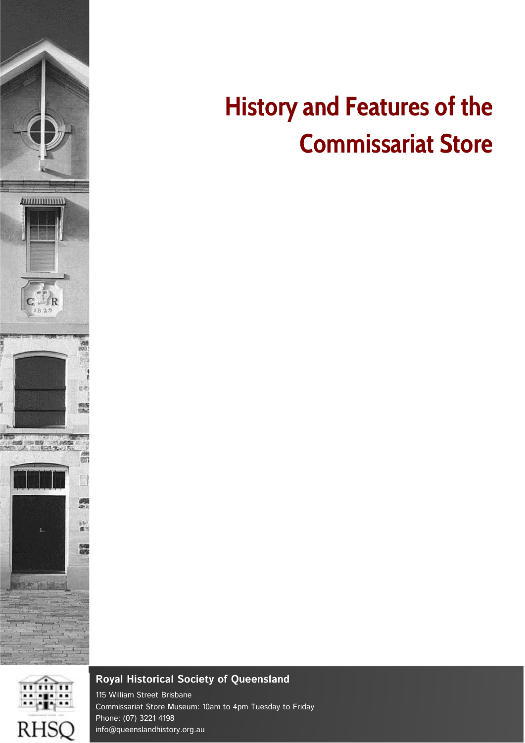# History and Features of the Commissariat Store

**Royal Historical Society of Queensland**

115 William Street Brisbane
Commissariat Store Museum: 10am to 4pm Tuesday to Friday
Phone: (07) 3221 4198
info@queenslandhistory.org.au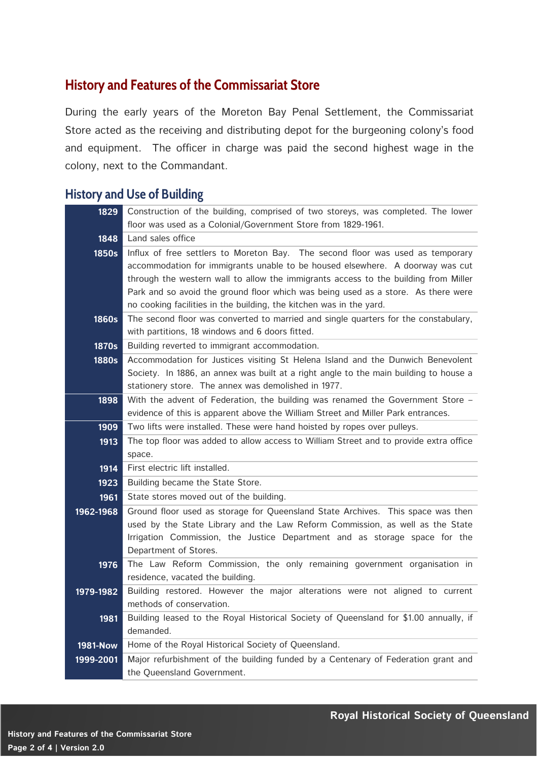# History and Features of the Commissariat Store

During the early years of the Moreton Bay Penal Settlement, the Commissariat Store acted as the receiving and distributing depot for the burgeoning colony's food and equipment. The officer in charge was paid the second highest wage in the colony, next to the Commandant.

## History and Use of Building

| Year | Event |
|---|---|
| 1829 | Construction of the building, comprised of two storeys, was completed. The lower floor was used as a Colonial/Government Store from 1829-1961. |
| 1848 | Land sales office |
| 1850s | Influx of free settlers to Moreton Bay. The second floor was used as temporary accommodation for immigrants unable to be housed elsewhere. A doorway was cut through the western wall to allow the immigrants access to the building from Miller Park and so avoid the ground floor which was being used as a store. As there were no cooking facilities in the building, the kitchen was in the yard. |
| 1860s | The second floor was converted to married and single quarters for the constabulary, with partitions, 18 windows and 6 doors fitted. |
| 1870s | Building reverted to immigrant accommodation. |
| 1880s | Accommodation for Justices visiting St Helena Island and the Dunwich Benevolent Society. In 1886, an annex was built at a right angle to the main building to house a stationery store. The annex was demolished in 1977. |
| 1898 | With the advent of Federation, the building was renamed the Government Store – evidence of this is apparent above the William Street and Miller Park entrances. |
| 1909 | Two lifts were installed. These were hand hoisted by ropes over pulleys. |
| 1913 | The top floor was added to allow access to William Street and to provide extra office space. |
| 1914 | First electric lift installed. |
| 1923 | Building became the State Store. |
| 1961 | State stores moved out of the building. |
| 1962-1968 | Ground floor used as storage for Queensland State Archives. This space was then used by the State Library and the Law Reform Commission, as well as the State Irrigation Commission, the Justice Department and as storage space for the Department of Stores. |
| 1976 | The Law Reform Commission, the only remaining government organisation in residence, vacated the building. |
| 1979-1982 | Building restored. However the major alterations were not aligned to current methods of conservation. |
| 1981 | Building leased to the Royal Historical Society of Queensland for $1.00 annually, if demanded. |
| 1981-Now | Home of the Royal Historical Society of Queensland. |
| 1999-2001 | Major refurbishment of the building funded by a Centenary of Federation grant and the Queensland Government. |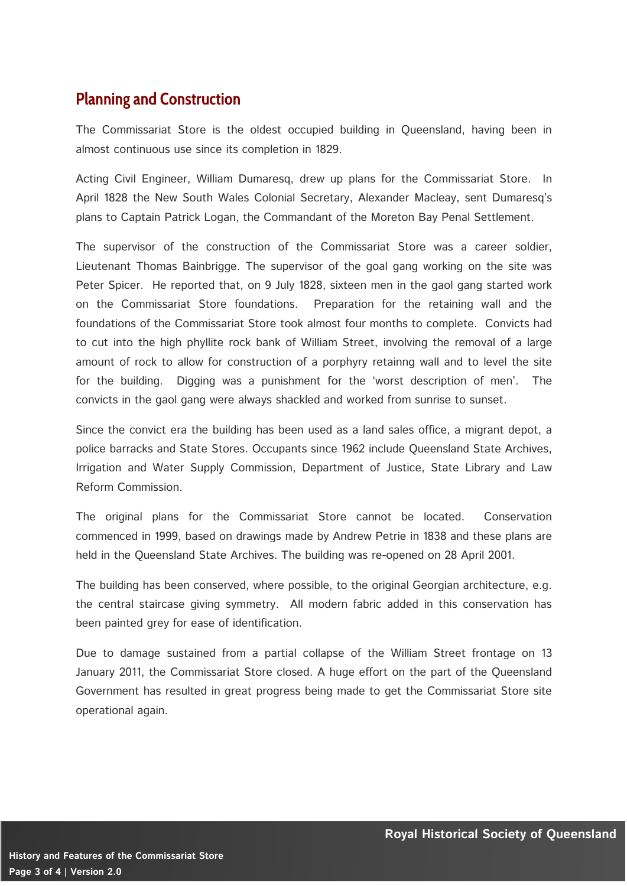## Planning and Construction

The Commissariat Store is the oldest occupied building in Queensland, having been in almost continuous use since its completion in 1829.

Acting Civil Engineer, William Dumaresq, drew up plans for the Commissariat Store. In April 1828 the New South Wales Colonial Secretary, Alexander Macleay, sent Dumaresq's plans to Captain Patrick Logan, the Commandant of the Moreton Bay Penal Settlement.

The supervisor of the construction of the Commissariat Store was a career soldier, Lieutenant Thomas Bainbrigge. The supervisor of the goal gang working on the site was Peter Spicer. He reported that, on 9 July 1828, sixteen men in the gaol gang started work on the Commissariat Store foundations. Preparation for the retaining wall and the foundations of the Commissariat Store took almost four months to complete. Convicts had to cut into the high phyllite rock bank of William Street, involving the removal of a large amount of rock to allow for construction of a porphyry retainng wall and to level the site for the building. Digging was a punishment for the 'worst description of men'. The convicts in the gaol gang were always shackled and worked from sunrise to sunset.

Since the convict era the building has been used as a land sales office, a migrant depot, a police barracks and State Stores. Occupants since 1962 include Queensland State Archives, Irrigation and Water Supply Commission, Department of Justice, State Library and Law Reform Commission.

The original plans for the Commissariat Store cannot be located. Conservation commenced in 1999, based on drawings made by Andrew Petrie in 1838 and these plans are held in the Queensland State Archives. The building was re-opened on 28 April 2001.

The building has been conserved, where possible, to the original Georgian architecture, e.g. the central staircase giving symmetry. All modern fabric added in this conservation has been painted grey for ease of identification.

Due to damage sustained from a partial collapse of the William Street frontage on 13 January 2011, the Commissariat Store closed. A huge effort on the part of the Queensland Government has resulted in great progress being made to get the Commissariat Store site operational again.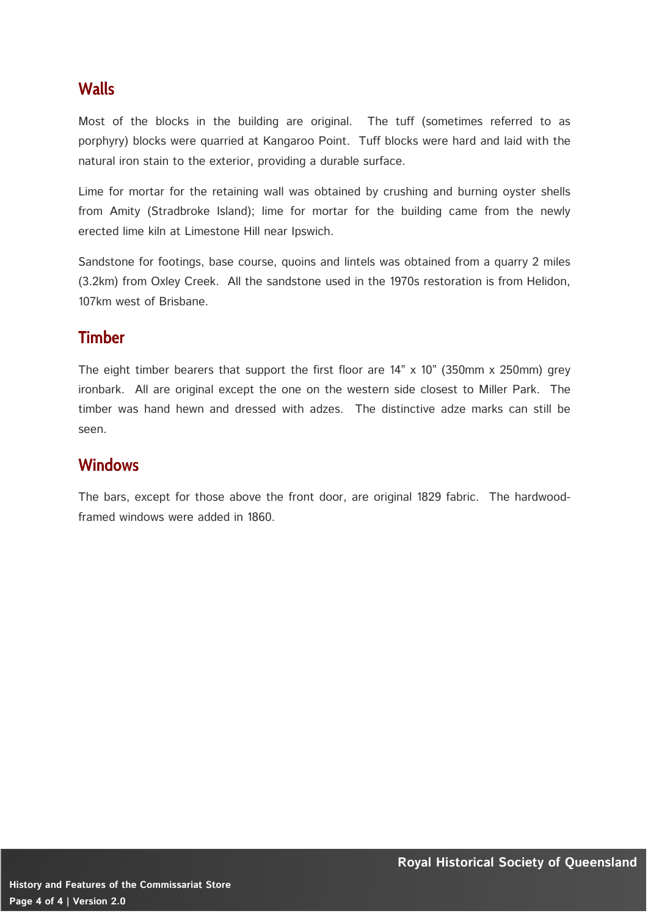## Walls

Most of the blocks in the building are original. The tuff (sometimes referred to as porphyry) blocks were quarried at Kangaroo Point. Tuff blocks were hard and laid with the natural iron stain to the exterior, providing a durable surface.

Lime for mortar for the retaining wall was obtained by crushing and burning oyster shells from Amity (Stradbroke Island); lime for mortar for the building came from the newly erected lime kiln at Limestone Hill near Ipswich.

Sandstone for footings, base course, quoins and lintels was obtained from a quarry 2 miles (3.2km) from Oxley Creek. All the sandstone used in the 1970s restoration is from Helidon, 107km west of Brisbane.

## Timber

The eight timber bearers that support the first floor are 14" x 10" (350mm x 250mm) grey ironbark. All are original except the one on the western side closest to Miller Park. The timber was hand hewn and dressed with adzes. The distinctive adze marks can still be seen.

## Windows

The bars, except for those above the front door, are original 1829 fabric. The hardwood-framed windows were added in 1860.